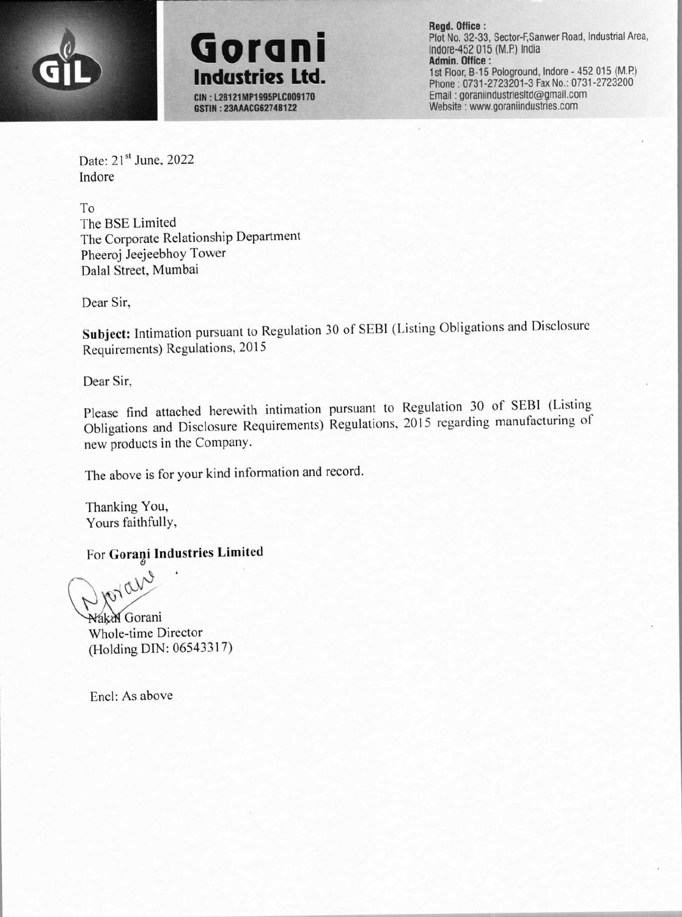# Gorani Industries Ltd.

CIN : L28121MP1995PLC009170
GSTIN : 23AAACG6274B1Z2

**Regd. Office :**
Plot No. 32-33, Sector-F,Sanwer Road, Industrial Area, Indore-452 015 (M.P.) India
**Admin. Office :**
1st Floor, B-15 Pologround, Indore - 452 015 (M.P.)
Phone : 0731-2723201-3 Fax No.: 0731-2723200
Email : goraniindustriesltd@gmail.com
Website : www.goraniindustries.com

Date: 21st June, 2022
Indore

To
The BSE Limited
The Corporate Relationship Department
Pheeroj Jeejeebhoy Tower
Dalal Street, Mumbai

Dear Sir,

**Subject:** Intimation pursuant to Regulation 30 of SEBI (Listing Obligations and Disclosure Requirements) Regulations, 2015

Dear Sir,

Please find attached herewith intimation pursuant to Regulation 30 of SEBI (Listing Obligations and Disclosure Requirements) Regulations, 2015 regarding manufacturing of new products in the Company.

The above is for your kind information and record.

Thanking You,
Yours faithfully,

For **Gorani Industries Limited**

Nakul Gorani
Whole-time Director
(Holding DIN: 06543317)

Encl: As above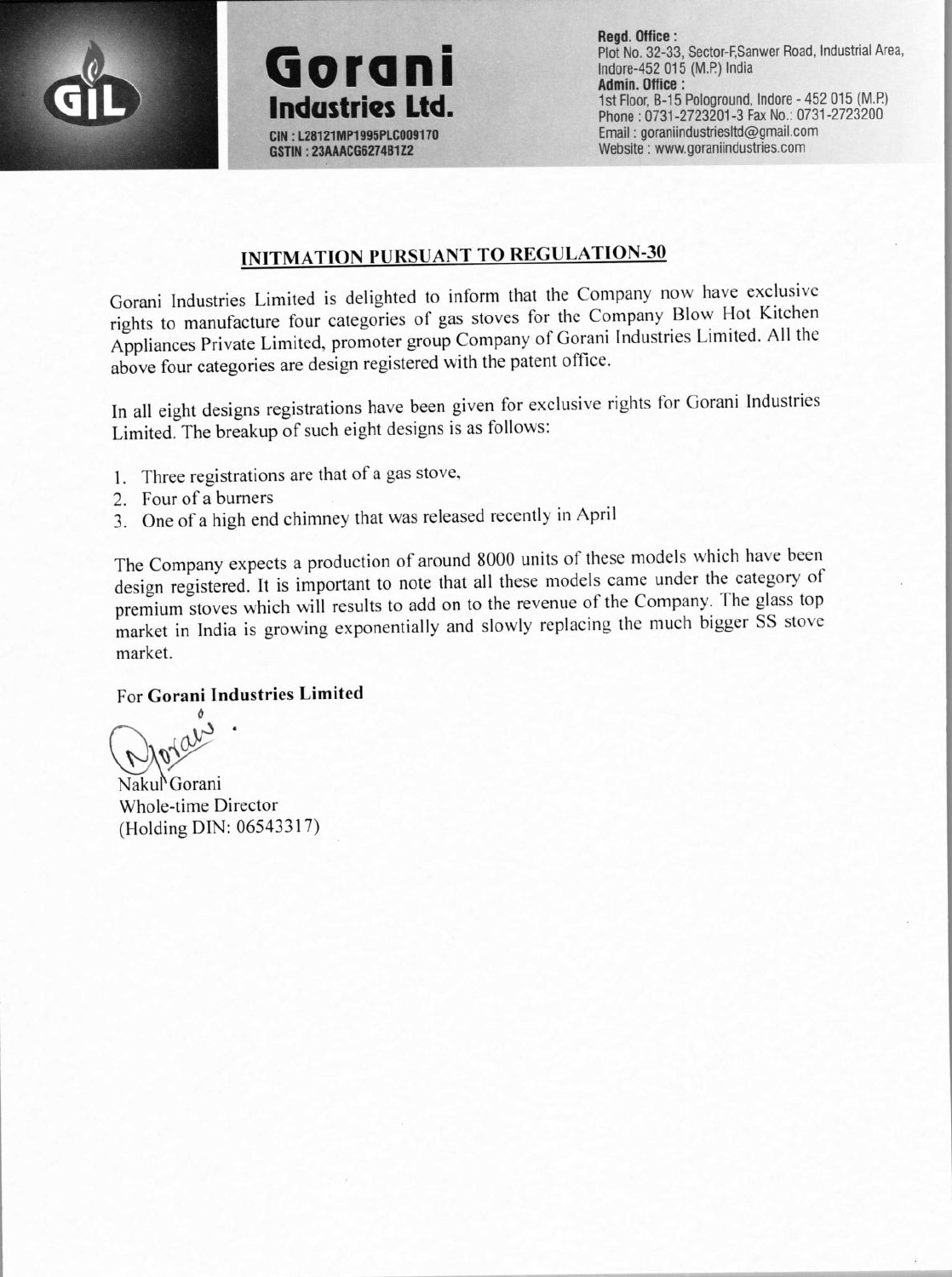**Gorani Industries Ltd.**

CIN : L28121MP1995PLC009170
GSTIN : 23AAACG6274B1Z2

**Regd. Office :**
Plot No. 32-33, Sector-F,Sanwer Road, Industrial Area, Indore-452 015 (M.P.) India
**Admin. Office :**
1st Floor, B-15 Pologround, Indore - 452 015 (M.P.)
Phone : 0731-2723201-3 Fax No.: 0731-2723200
Email : goraniindustriesltd@gmail.com
Website : www.goraniindustries.com

## INITMATION PURSUANT TO REGULATION-30

Gorani Industries Limited is delighted to inform that the Company now have exclusive rights to manufacture four categories of gas stoves for the Company Blow Hot Kitchen Appliances Private Limited, promoter group Company of Gorani Industries Limited. All the above four categories are design registered with the patent office.

In all eight designs registrations have been given for exclusive rights for Gorani Industries Limited. The breakup of such eight designs is as follows:

1. Three registrations are that of a gas stove,
2. Four of a burners
3. One of a high end chimney that was released recently in April

The Company expects a production of around 8000 units of these models which have been design registered. It is important to note that all these models came under the category of premium stoves which will results to add on to the revenue of the Company. The glass top market in India is growing exponentially and slowly replacing the much bigger SS stove market.

For **Gorani Industries Limited**

Nakul Gorani
Whole-time Director
(Holding DIN: 06543317)